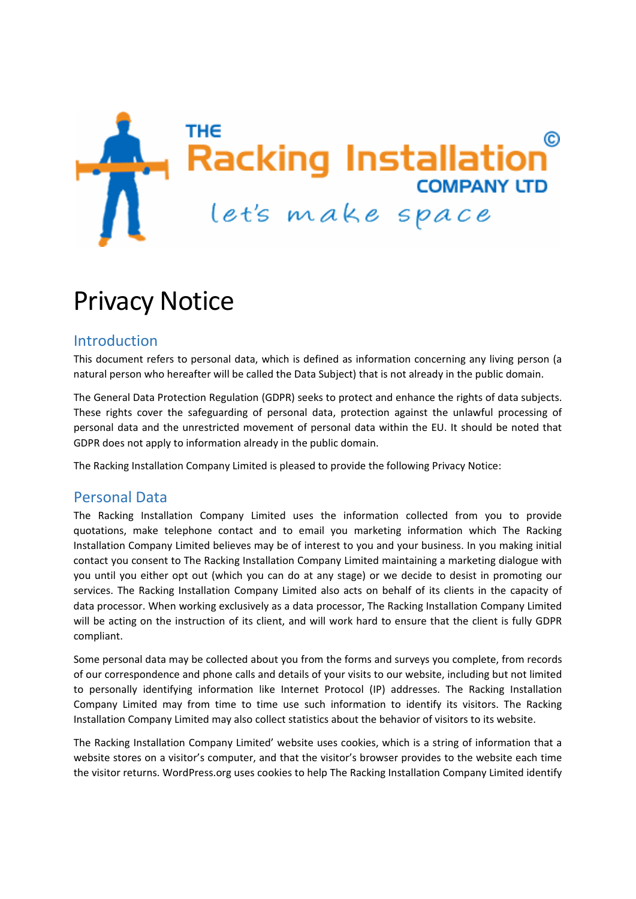# Privacy Notice

## Introduction

This document refers to personal data, which is defined as information concerning any living person (a natural person who hereafter will be called the Data Subject) that is not already in the public domain.

The General Data Protection Regulation (GDPR) seeks to protect and enhance the rights of data subjects. These rights cover the safeguarding of personal data, protection against the unlawful processing of personal data and the unrestricted movement of personal data within the EU. It should be noted that GDPR does not apply to information already in the public domain.

The Racking Installation Company Limited is pleased to provide the following Privacy Notice:

## Personal Data

The Racking Installation Company Limited uses the information collected from you to provide quotations, make telephone contact and to email you marketing information which The Racking Installation Company Limited believes may be of interest to you and your business. In you making initial contact you consent to The Racking Installation Company Limited maintaining a marketing dialogue with you until you either opt out (which you can do at any stage) or we decide to desist in promoting our services. The Racking Installation Company Limited also acts on behalf of its clients in the capacity of data processor. When working exclusively as a data processor, The Racking Installation Company Limited will be acting on the instruction of its client, and will work hard to ensure that the client is fully GDPR compliant.

Some personal data may be collected about you from the forms and surveys you complete, from records of our correspondence and phone calls and details of your visits to our website, including but not limited to personally identifying information like Internet Protocol (IP) addresses. The Racking Installation Company Limited may from time to time use such information to identify its visitors. The Racking Installation Company Limited may also collect statistics about the behavior of visitors to its website.

The Racking Installation Company Limited' website uses cookies, which is a string of information that a website stores on a visitor's computer, and that the visitor's browser provides to the website each time the visitor returns. WordPress.org uses cookies to help The Racking Installation Company Limited identify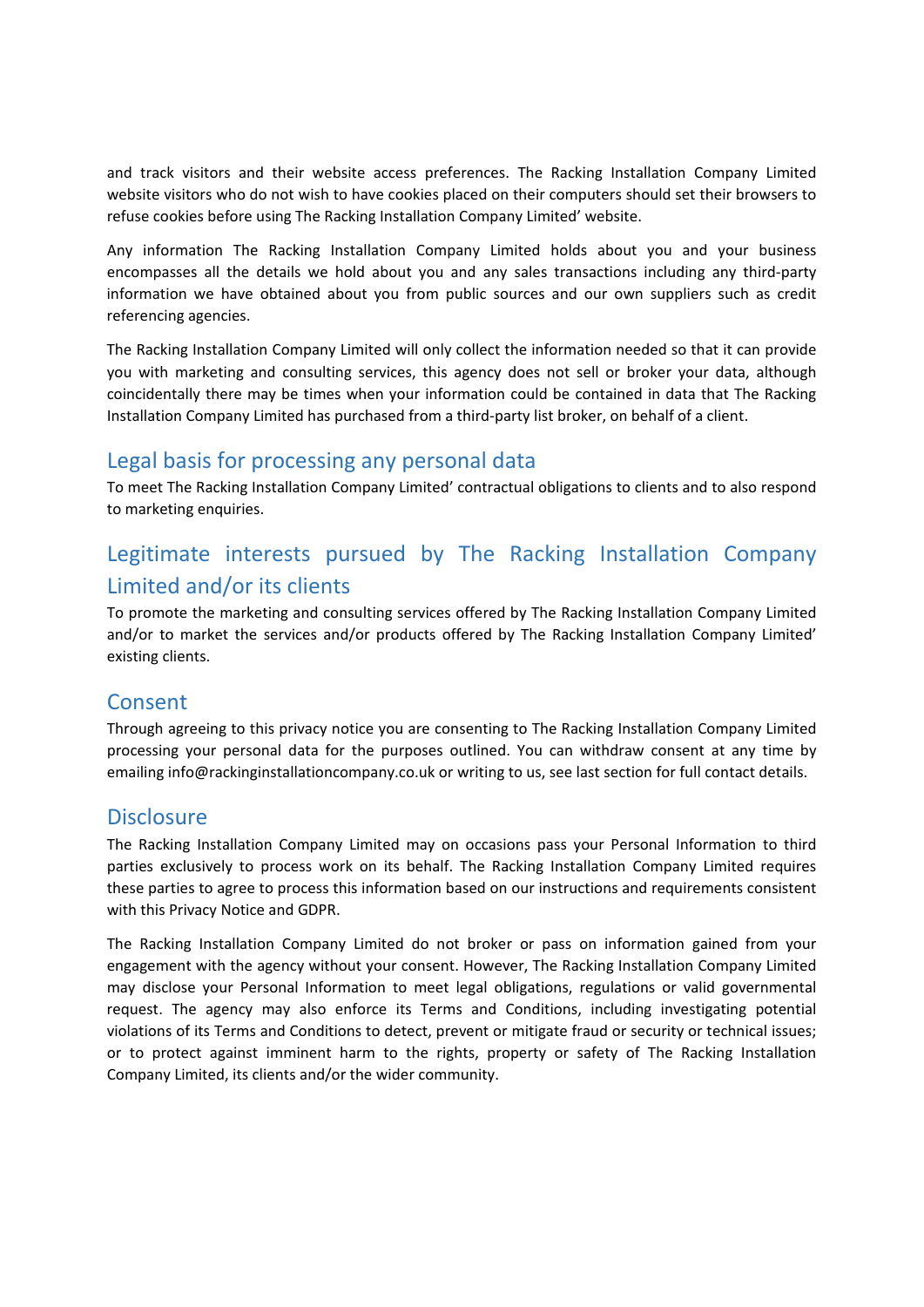and track visitors and their website access preferences. The Racking Installation Company Limited website visitors who do not wish to have cookies placed on their computers should set their browsers to refuse cookies before using The Racking Installation Company Limited' website.

Any information The Racking Installation Company Limited holds about you and your business encompasses all the details we hold about you and any sales transactions including any third-party information we have obtained about you from public sources and our own suppliers such as credit referencing agencies.

The Racking Installation Company Limited will only collect the information needed so that it can provide you with marketing and consulting services, this agency does not sell or broker your data, although coincidentally there may be times when your information could be contained in data that The Racking Installation Company Limited has purchased from a third-party list broker, on behalf of a client.

## Legal basis for processing any personal data

To meet The Racking Installation Company Limited' contractual obligations to clients and to also respond to marketing enquiries.

## Legitimate interests pursued by The Racking Installation Company Limited and/or its clients

To promote the marketing and consulting services offered by The Racking Installation Company Limited and/or to market the services and/or products offered by The Racking Installation Company Limited' existing clients.

## Consent

Through agreeing to this privacy notice you are consenting to The Racking Installation Company Limited processing your personal data for the purposes outlined. You can withdraw consent at any time by emailing info@rackinginstallationcompany.co.uk or writing to us, see last section for full contact details.

## Disclosure

The Racking Installation Company Limited may on occasions pass your Personal Information to third parties exclusively to process work on its behalf. The Racking Installation Company Limited requires these parties to agree to process this information based on our instructions and requirements consistent with this Privacy Notice and GDPR.

The Racking Installation Company Limited do not broker or pass on information gained from your engagement with the agency without your consent. However, The Racking Installation Company Limited may disclose your Personal Information to meet legal obligations, regulations or valid governmental request. The agency may also enforce its Terms and Conditions, including investigating potential violations of its Terms and Conditions to detect, prevent or mitigate fraud or security or technical issues; or to protect against imminent harm to the rights, property or safety of The Racking Installation Company Limited, its clients and/or the wider community.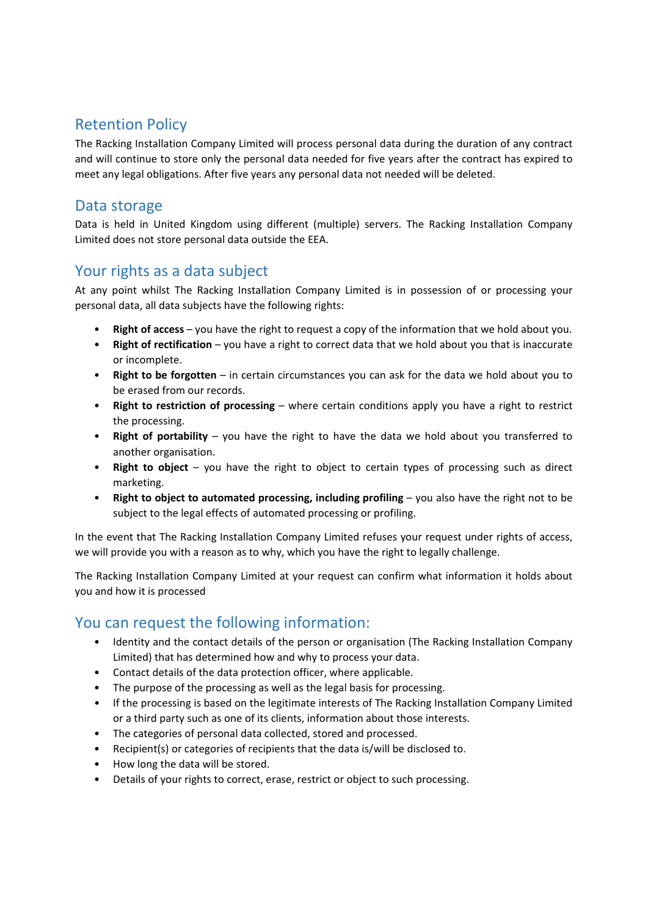## Retention Policy

The Racking Installation Company Limited will process personal data during the duration of any contract and will continue to store only the personal data needed for five years after the contract has expired to meet any legal obligations. After five years any personal data not needed will be deleted.

## Data storage

Data is held in United Kingdom using different (multiple) servers. The Racking Installation Company Limited does not store personal data outside the EEA.

## Your rights as a data subject

At any point whilst The Racking Installation Company Limited is in possession of or processing your personal data, all data subjects have the following rights:

- **Right of access** – you have the right to request a copy of the information that we hold about you.
- **Right of rectification** – you have a right to correct data that we hold about you that is inaccurate or incomplete.
- **Right to be forgotten** – in certain circumstances you can ask for the data we hold about you to be erased from our records.
- **Right to restriction of processing** – where certain conditions apply you have a right to restrict the processing.
- **Right of portability** – you have the right to have the data we hold about you transferred to another organisation.
- **Right to object** – you have the right to object to certain types of processing such as direct marketing.
- **Right to object to automated processing, including profiling** – you also have the right not to be subject to the legal effects of automated processing or profiling.

In the event that The Racking Installation Company Limited refuses your request under rights of access, we will provide you with a reason as to why, which you have the right to legally challenge.

The Racking Installation Company Limited at your request can confirm what information it holds about you and how it is processed

## You can request the following information:

- Identity and the contact details of the person or organisation (The Racking Installation Company Limited) that has determined how and why to process your data.
- Contact details of the data protection officer, where applicable.
- The purpose of the processing as well as the legal basis for processing.
- If the processing is based on the legitimate interests of The Racking Installation Company Limited or a third party such as one of its clients, information about those interests.
- The categories of personal data collected, stored and processed.
- Recipient(s) or categories of recipients that the data is/will be disclosed to.
- How long the data will be stored.
- Details of your rights to correct, erase, restrict or object to such processing.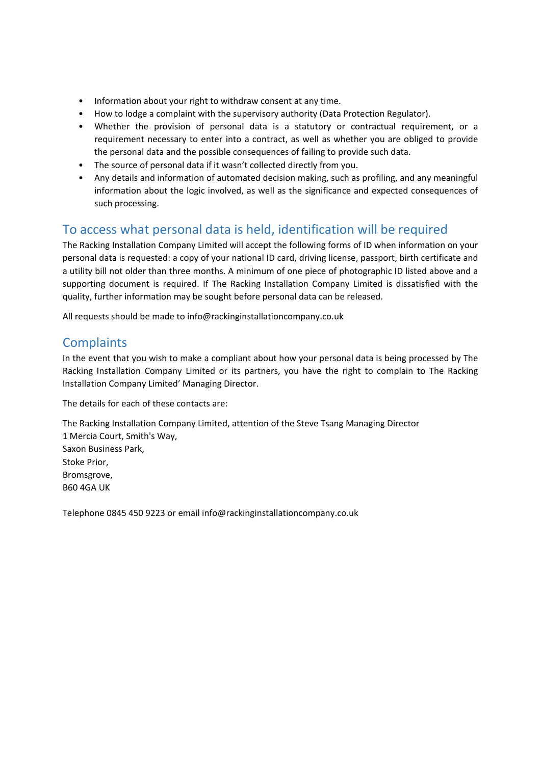- Information about your right to withdraw consent at any time.
- How to lodge a complaint with the supervisory authority (Data Protection Regulator).
- Whether the provision of personal data is a statutory or contractual requirement, or a requirement necessary to enter into a contract, as well as whether you are obliged to provide the personal data and the possible consequences of failing to provide such data.
- The source of personal data if it wasn't collected directly from you.
- Any details and information of automated decision making, such as profiling, and any meaningful information about the logic involved, as well as the significance and expected consequences of such processing.

## To access what personal data is held, identification will be required

The Racking Installation Company Limited will accept the following forms of ID when information on your personal data is requested: a copy of your national ID card, driving license, passport, birth certificate and a utility bill not older than three months. A minimum of one piece of photographic ID listed above and a supporting document is required. If The Racking Installation Company Limited is dissatisfied with the quality, further information may be sought before personal data can be released.

All requests should be made to info@rackinginstallationcompany.co.uk

## Complaints

In the event that you wish to make a compliant about how your personal data is being processed by The Racking Installation Company Limited or its partners, you have the right to complain to The Racking Installation Company Limited' Managing Director.

The details for each of these contacts are:

The Racking Installation Company Limited, attention of the Steve Tsang Managing Director
1 Mercia Court, Smith's Way,
Saxon Business Park,
Stoke Prior,
Bromsgrove,
B60 4GA UK

Telephone 0845 450 9223 or email info@rackinginstallationcompany.co.uk